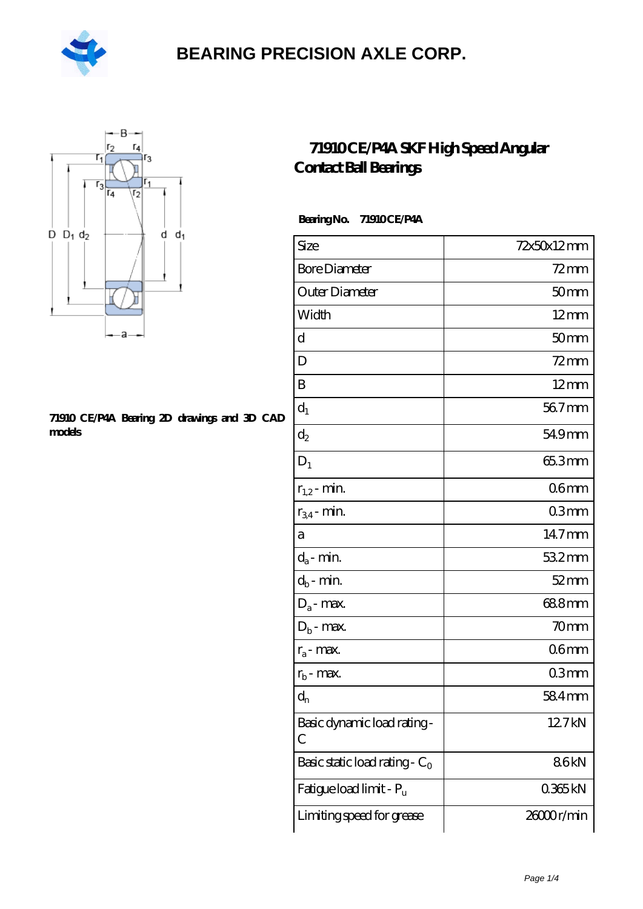# BEARING PRECISION AXLE CORP.

## 71910 CE/P4A SKF High Speed Angular Contact Ball Bearings

**71910 CE/P4A Bearing 2D drawings and 3D CAD models**

**Bearing No. 71910 CE/P4A**

| | |
|---|---|
| Size | 72x50x12 mm |
| Bore Diameter | 72 mm |
| Outer Diameter | 50 mm |
| Width | 12 mm |
| d | 50 mm |
| D | 72 mm |
| B | 12 mm |
| $d_1$ | 56.7 mm |
| $d_2$ | 54.9 mm |
| $D_1$ | 65.3 mm |
| $r_{1,2}$ - min. | 0.6 mm |
| $r_{3,4}$ - min. | 0.3 mm |
| a | 14.7 mm |
| $d_a$ - min. | 53.2 mm |
| $d_b$ - min. | 52 mm |
| $D_a$ - max. | 68.8 mm |
| $D_b$ - max. | 70 mm |
| $r_a$ - max. | 0.6 mm |
| $r_b$ - max. | 0.3 mm |
| $d_n$ | 58.4 mm |
| Basic dynamic load rating - C | 12.7 kN |
| Basic static load rating - $C_0$ | 8.6 kN |
| Fatigue load limit - $P_u$ | 0.365 kN |
| Limiting speed for grease | 26000 r/min |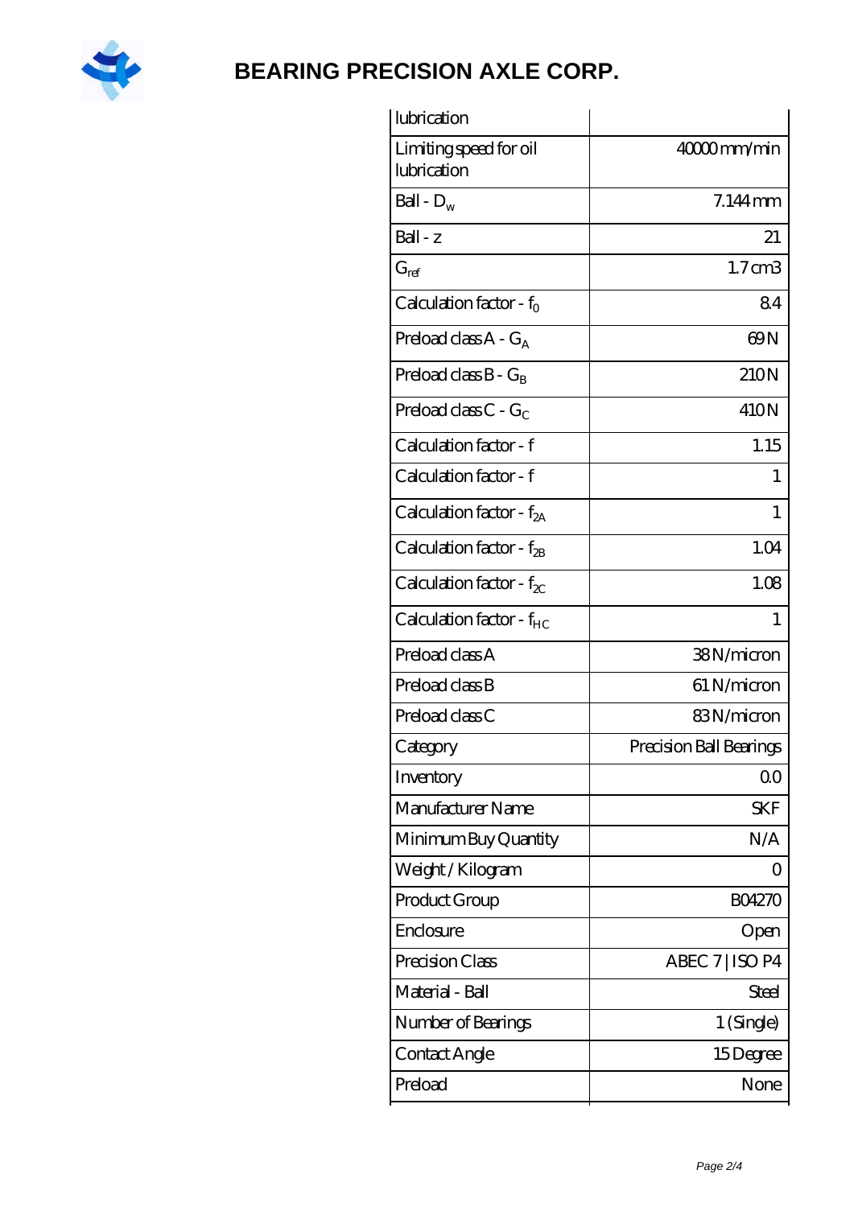| | |
|---|---|
| lubrication | |
| Limiting speed for oil lubrication | 40000 mm/min |
| Ball - $D_w$ | 7.144 mm |
| Ball - z | 21 |
| $G_{ref}$ | 1.7 cm3 |
| Calculation factor - $f_0$ | 8.4 |
| Preload class A - $G_A$ | 69 N |
| Preload class B - $G_B$ | 210 N |
| Preload class C - $G_C$ | 410 N |
| Calculation factor - f | 1.15 |
| Calculation factor - f | 1 |
| Calculation factor - $f_{2A}$ | 1 |
| Calculation factor - $f_{2B}$ | 1.04 |
| Calculation factor - $f_{2C}$ | 1.08 |
| Calculation factor - $f_{HC}$ | 1 |
| Preload class A | 38 N/micron |
| Preload class B | 61 N/micron |
| Preload class C | 83 N/micron |
| Category | Precision Ball Bearings |
| Inventory | 0.0 |
| Manufacturer Name | SKF |
| Minimum Buy Quantity | N/A |
| Weight / Kilogram | 0 |
| Product Group | B04270 |
| Enclosure | Open |
| Precision Class | ABEC 7 \| ISO P4 |
| Material - Ball | Steel |
| Number of Bearings | 1 (Single) |
| Contact Angle | 15 Degree |
| Preload | None |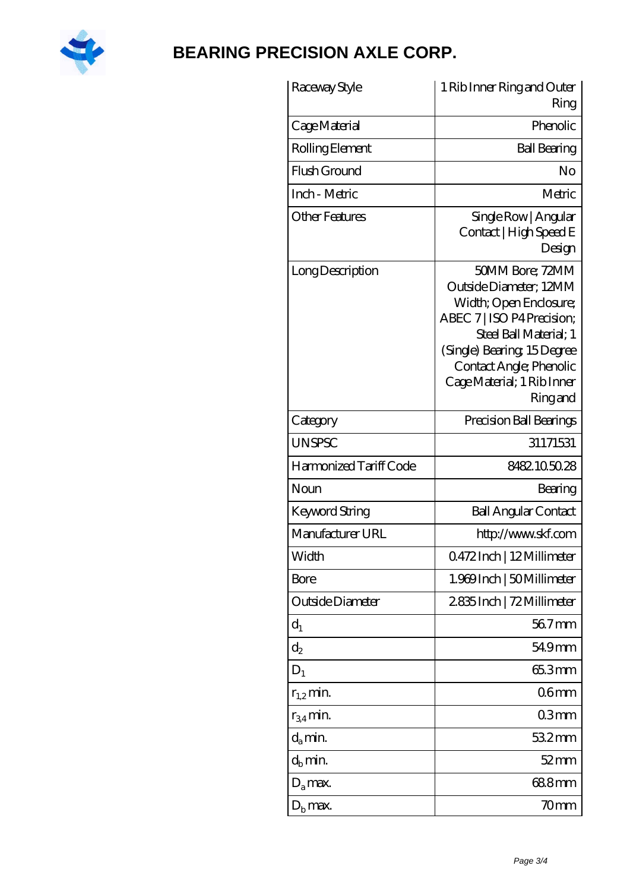# BEARING PRECISION AXLE CORP.

| | |
|---|---|
| Raceway Style | 1 Rib Inner Ring and Outer Ring |
| Cage Material | Phenolic |
| Rolling Element | Ball Bearing |
| Flush Ground | No |
| Inch - Metric | Metric |
| Other Features | Single Row \| Angular Contact \| High Speed E Design |
| Long Description | 50MM Bore; 72MM Outside Diameter; 12MM Width; Open Enclosure; ABEC 7 \| ISO P4 Precision; Steel Ball Material; 1 (Single) Bearing; 15 Degree Contact Angle; Phenolic Cage Material; 1 Rib Inner Ring and |
| Category | Precision Ball Bearings |
| UNSPSC | 31171531 |
| Harmonized Tariff Code | 8482.10.50.28 |
| Noun | Bearing |
| Keyword String | Ball Angular Contact |
| Manufacturer URL | http://www.skf.com |
| Width | 0.472 Inch \| 12 Millimeter |
| Bore | 1.969 Inch \| 50 Millimeter |
| Outside Diameter | 2.835 Inch \| 72 Millimeter |
| $d_1$ | 56.7 mm |
| $d_2$ | 54.9 mm |
| $D_1$ | 65.3 mm |
| $r_{1,2}$ min. | 0.6 mm |
| $r_{3,4}$ min. | 0.3 mm |
| $d_a$ min. | 53.2 mm |
| $d_b$ min. | 52 mm |
| $D_a$ max. | 68.8 mm |
| $D_b$ max. | 70 mm |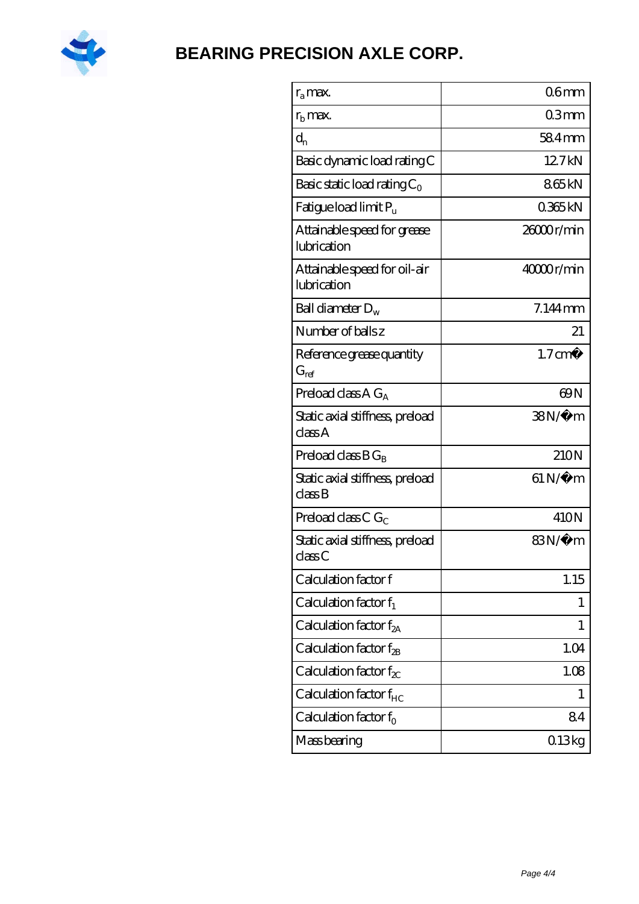# BEARING PRECISION AXLE CORP.

| | |
|---|---|
| $r_a$ max. | 0.6 mm |
| $r_b$ max. | 0.3 mm |
| $d_n$ | 58.4 mm |
| Basic dynamic load rating C | 12.7 kN |
| Basic static load rating $C_0$ | 8.65 kN |
| Fatigue load limit $P_u$ | 0.365 kN |
| Attainable speed for grease lubrication | 26000 r/min |
| Attainable speed for oil-air lubrication | 40000 r/min |
| Ball diameter $D_w$ | 7.144 mm |
| Number of balls z | 21 |
| Reference grease quantity $G_{ref}$ | 1.7 cm� |
| Preload class A $G_A$ | 69 N |
| Static axial stiffness, preload class A | 38 N/�m |
| Preload class B $G_B$ | 210 N |
| Static axial stiffness, preload class B | 61 N/�m |
| Preload class C $G_C$ | 410 N |
| Static axial stiffness, preload class C | 83 N/�m |
| Calculation factor f | 1.15 |
| Calculation factor $f_1$ | 1 |
| Calculation factor $f_{2A}$ | 1 |
| Calculation factor $f_{2B}$ | 1.04 |
| Calculation factor $f_{2C}$ | 1.08 |
| Calculation factor $f_{HC}$ | 1 |
| Calculation factor $f_0$ | 8.4 |
| Mass bearing | 0.13 kg |